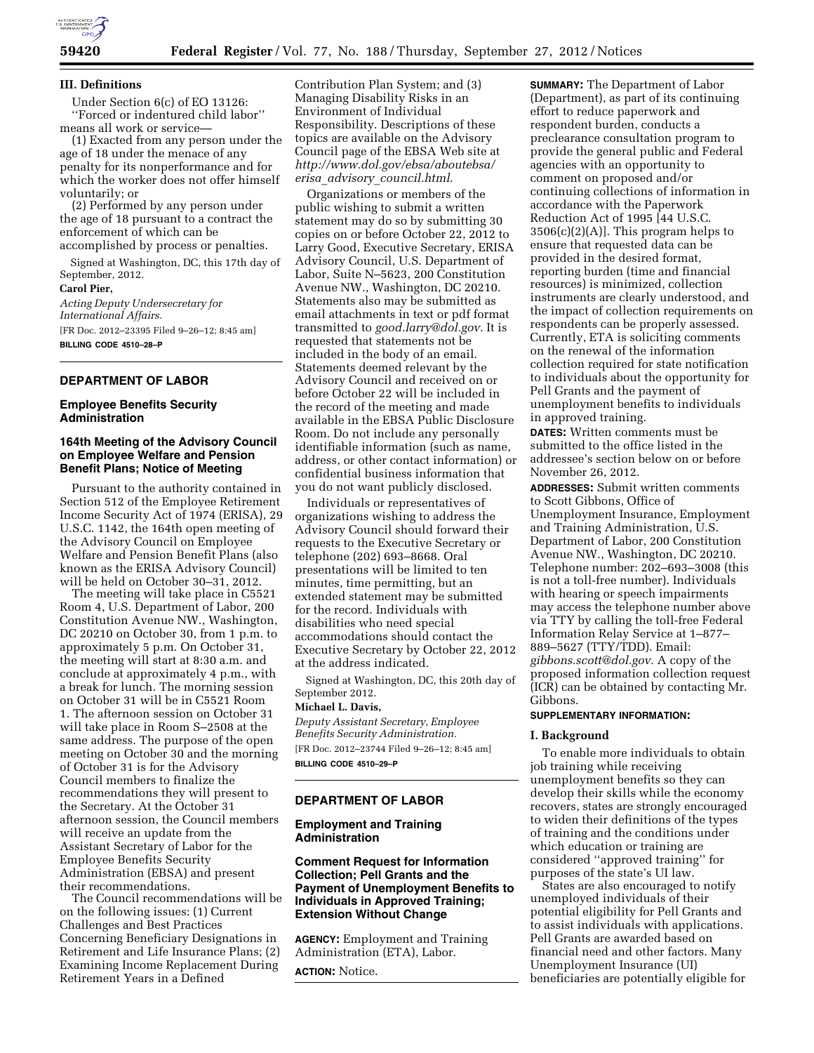### III. Definitions

Under Section 6(c) of EO 13126: ''Forced or indentured child labor'' means all work or service—

(1) Exacted from any person under the age of 18 under the menace of any penalty for its nonperformance and for which the worker does not offer himself voluntarily; or

(2) Performed by any person under the age of 18 pursuant to a contract the enforcement of which can be accomplished by process or penalties.

Signed at Washington, DC, this 17th day of September, 2012.

**Carol Pier,**

*Acting Deputy Undersecretary for International Affairs.*

[FR Doc. 2012–23395 Filed 9–26–12; 8:45 am]

**BILLING CODE 4510–28–P**

---

## DEPARTMENT OF LABOR

### Employee Benefits Security Administration

### 164th Meeting of the Advisory Council on Employee Welfare and Pension Benefit Plans; Notice of Meeting

Pursuant to the authority contained in Section 512 of the Employee Retirement Income Security Act of 1974 (ERISA), 29 U.S.C. 1142, the 164th open meeting of the Advisory Council on Employee Welfare and Pension Benefit Plans (also known as the ERISA Advisory Council) will be held on October 30–31, 2012.

The meeting will take place in C5521 Room 4, U.S. Department of Labor, 200 Constitution Avenue NW., Washington, DC 20210 on October 30, from 1 p.m. to approximately 5 p.m. On October 31, the meeting will start at 8:30 a.m. and conclude at approximately 4 p.m., with a break for lunch. The morning session on October 31 will be in C5521 Room 1. The afternoon session on October 31 will take place in Room S–2508 at the same address. The purpose of the open meeting on October 30 and the morning of October 31 is for the Advisory Council members to finalize the recommendations they will present to the Secretary. At the October 31 afternoon session, the Council members will receive an update from the Assistant Secretary of Labor for the Employee Benefits Security Administration (EBSA) and present their recommendations.

The Council recommendations will be on the following issues: (1) Current Challenges and Best Practices Concerning Beneficiary Designations in Retirement and Life Insurance Plans; (2) Examining Income Replacement During Retirement Years in a Defined Contribution Plan System; and (3) Managing Disability Risks in an Environment of Individual Responsibility. Descriptions of these topics are available on the Advisory Council page of the EBSA Web site at *http://www.dol.gov/ebsa/aboutebsa/erisa_advisory_council.html*.

Organizations or members of the public wishing to submit a written statement may do so by submitting 30 copies on or before October 22, 2012 to Larry Good, Executive Secretary, ERISA Advisory Council, U.S. Department of Labor, Suite N–5623, 200 Constitution Avenue NW., Washington, DC 20210. Statements also may be submitted as email attachments in text or pdf format transmitted to *good.larry@dol.gov*. It is requested that statements not be included in the body of an email. Statements deemed relevant by the Advisory Council and received on or before October 22 will be included in the record of the meeting and made available in the EBSA Public Disclosure Room. Do not include any personally identifiable information (such as name, address, or other contact information) or confidential business information that you do not want publicly disclosed.

Individuals or representatives of organizations wishing to address the Advisory Council should forward their requests to the Executive Secretary or telephone (202) 693–8668. Oral presentations will be limited to ten minutes, time permitting, but an extended statement may be submitted for the record. Individuals with disabilities who need special accommodations should contact the Executive Secretary by October 22, 2012 at the address indicated.

Signed at Washington, DC, this 20th day of September 2012.

**Michael L. Davis,**

*Deputy Assistant Secretary, Employee Benefits Security Administration.*

[FR Doc. 2012–23744 Filed 9–26–12; 8:45 am]

**BILLING CODE 4510–29–P**

---

## DEPARTMENT OF LABOR

### Employment and Training Administration

### Comment Request for Information Collection; Pell Grants and the Payment of Unemployment Benefits to Individuals in Approved Training; Extension Without Change

**AGENCY:** Employment and Training Administration (ETA), Labor.

**ACTION:** Notice.

**SUMMARY:** The Department of Labor (Department), as part of its continuing effort to reduce paperwork and respondent burden, conducts a preclearance consultation program to provide the general public and Federal agencies with an opportunity to comment on proposed and/or continuing collections of information in accordance with the Paperwork Reduction Act of 1995 [44 U.S.C. 3506(c)(2)(A)]. This program helps to ensure that requested data can be provided in the desired format, reporting burden (time and financial resources) is minimized, collection instruments are clearly understood, and the impact of collection requirements on respondents can be properly assessed. Currently, ETA is soliciting comments on the renewal of the information collection required for state notification to individuals about the opportunity for Pell Grants and the payment of unemployment benefits to individuals in approved training.

**DATES:** Written comments must be submitted to the office listed in the addressee's section below on or before November 26, 2012.

**ADDRESSES:** Submit written comments to Scott Gibbons, Office of Unemployment Insurance, Employment and Training Administration, U.S. Department of Labor, 200 Constitution Avenue NW., Washington, DC 20210. Telephone number: 202–693–3008 (this is not a toll-free number). Individuals with hearing or speech impairments may access the telephone number above via TTY by calling the toll-free Federal Information Relay Service at 1–877–889–5627 (TTY/TDD). Email: *gibbons.scott@dol.gov.* A copy of the proposed information collection request (ICR) can be obtained by contacting Mr. Gibbons.

**SUPPLEMENTARY INFORMATION:**

### I. Background

To enable more individuals to obtain job training while receiving unemployment benefits so they can develop their skills while the economy recovers, states are strongly encouraged to widen their definitions of the types of training and the conditions under which education or training are considered ''approved training'' for purposes of the state's UI law.

States are also encouraged to notify unemployed individuals of their potential eligibility for Pell Grants and to assist individuals with applications. Pell Grants are awarded based on financial need and other factors. Many Unemployment Insurance (UI) beneficiaries are potentially eligible for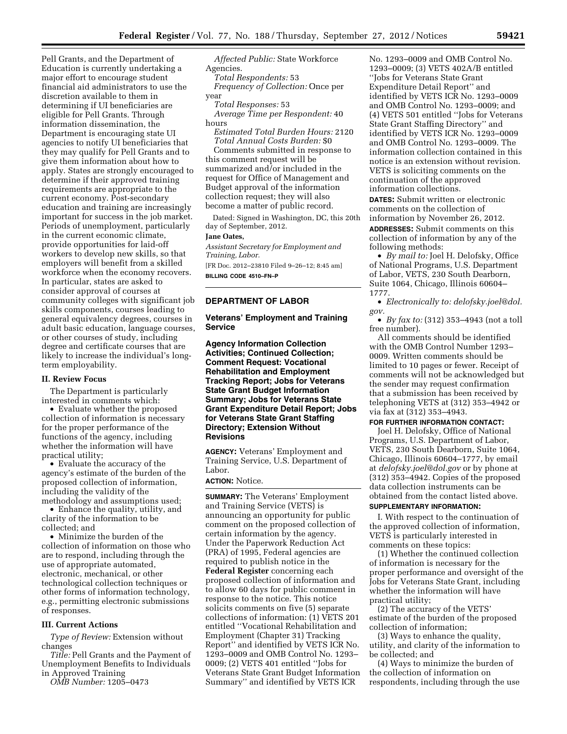Pell Grants, and the Department of Education is currently undertaking a major effort to encourage student financial aid administrators to use the discretion available to them in determining if UI beneficiaries are eligible for Pell Grants. Through information dissemination, the Department is encouraging state UI agencies to notify UI beneficiaries that they may qualify for Pell Grants and to give them information about how to apply. States are strongly encouraged to determine if their approved training requirements are appropriate to the current economy. Post-secondary education and training are increasingly important for success in the job market. Periods of unemployment, particularly in the current economic climate, provide opportunities for laid-off workers to develop new skills, so that employers will benefit from a skilled workforce when the economy recovers. In particular, states are asked to consider approval of courses at community colleges with significant job skills components, courses leading to general equivalency degrees, courses in adult basic education, language courses, or other courses of study, including degree and certificate courses that are likely to increase the individual's long-term employability.

## II. Review Focus

The Department is particularly interested in comments which:

- Evaluate whether the proposed collection of information is necessary for the proper performance of the functions of the agency, including whether the information will have practical utility;
- Evaluate the accuracy of the agency's estimate of the burden of the proposed collection of information, including the validity of the methodology and assumptions used;
- Enhance the quality, utility, and clarity of the information to be collected; and
- Minimize the burden of the collection of information on those who are to respond, including through the use of appropriate automated, electronic, mechanical, or other technological collection techniques or other forms of information technology, e.g., permitting electronic submissions of responses.

## III. Current Actions

*Type of Review:* Extension without changes

*Title:* Pell Grants and the Payment of Unemployment Benefits to Individuals in Approved Training

*OMB Number:* 1205–0473

*Affected Public:* State Workforce Agencies.

*Total Respondents:* 53

*Frequency of Collection:* Once per year

*Total Responses:* 53

*Average Time per Respondent:* 40 hours

*Estimated Total Burden Hours:* 2120

*Total Annual Costs Burden:* $0

Comments submitted in response to this comment request will be summarized and/or included in the request for Office of Management and Budget approval of the information collection request; they will also become a matter of public record.

Dated: Signed in Washington, DC, this 20th day of September, 2012.

**Jane Oates,**

*Assistant Secretary for Employment and Training, Labor.*

[FR Doc. 2012–23810 Filed 9–26–12; 8:45 am]

**BILLING CODE 4510–FN–P**

# DEPARTMENT OF LABOR

## Veterans' Employment and Training Service

## Agency Information Collection Activities; Continued Collection; Comment Request: Vocational Rehabilitation and Employment Tracking Report; Jobs for Veterans State Grant Budget Information Summary; Jobs for Veterans State Grant Expenditure Detail Report; Jobs for Veterans State Grant Staffing Directory; Extension Without Revisions

**AGENCY:** Veterans' Employment and Training Service, U.S. Department of Labor.

**ACTION:** Notice.

**SUMMARY:** The Veterans' Employment and Training Service (VETS) is announcing an opportunity for public comment on the proposed collection of certain information by the agency. Under the Paperwork Reduction Act (PRA) of 1995, Federal agencies are required to publish notice in the **Federal Register** concerning each proposed collection of information and to allow 60 days for public comment in response to the notice. This notice solicits comments on five (5) separate collections of information: (1) VETS 201 entitled ''Vocational Rehabilitation and Employment (Chapter 31) Tracking Report'' and identified by VETS ICR No. 1293–0009 and OMB Control No. 1293–0009; (2) VETS 401 entitled ''Jobs for Veterans State Grant Budget Information Summary'' and identified by VETS ICR No. 1293–0009 and OMB Control No. 1293–0009; (3) VETS 402A/B entitled ''Jobs for Veterans State Grant Expenditure Detail Report'' and identified by VETS ICR No. 1293–0009 and OMB Control No. 1293–0009; and (4) VETS 501 entitled ''Jobs for Veterans State Grant Staffing Directory'' and identified by VETS ICR No. 1293–0009 and OMB Control No. 1293–0009. The information collection contained in this notice is an extension without revision. VETS is soliciting comments on the continuation of the approved information collections.

**DATES:** Submit written or electronic comments on the collection of information by November 26, 2012.

**ADDRESSES:** Submit comments on this collection of information by any of the following methods:

- *By mail to:* Joel H. Delofsky, Office of National Programs, U.S. Department of Labor, VETS, 230 South Dearborn, Suite 1064, Chicago, Illinois 60604–1777.
- *Electronically to: delofsky.joel@dol.gov.*
- *By fax to:* (312) 353–4943 (not a toll free number).

All comments should be identified with the OMB Control Number 1293–0009. Written comments should be limited to 10 pages or fewer. Receipt of comments will not be acknowledged but the sender may request confirmation that a submission has been received by telephoning VETS at (312) 353–4942 or via fax at (312) 353–4943.

**FOR FURTHER INFORMATION CONTACT:** Joel H. Delofsky, Office of National Programs, U.S. Department of Labor, VETS, 230 South Dearborn, Suite 1064, Chicago, Illinois 60604–1777, by email at *delofsky.joel@dol.gov* or by phone at (312) 353–4942. Copies of the proposed data collection instruments can be obtained from the contact listed above.

**SUPPLEMENTARY INFORMATION:**

I. With respect to the continuation of the approved collection of information, VETS is particularly interested in comments on these topics:

(1) Whether the continued collection of information is necessary for the proper performance and oversight of the Jobs for Veterans State Grant, including whether the information will have practical utility;

(2) The accuracy of the VETS' estimate of the burden of the proposed collection of information;

(3) Ways to enhance the quality, utility, and clarity of the information to be collected; and

(4) Ways to minimize the burden of the collection of information on respondents, including through the use